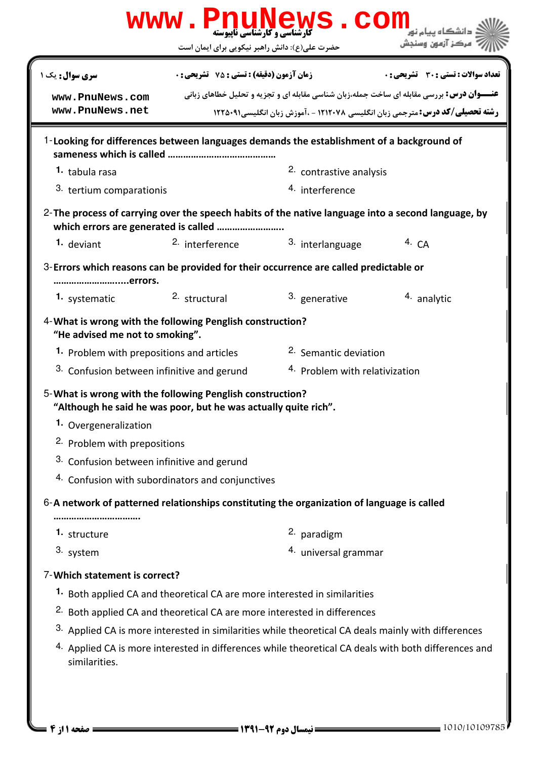کارشناسی و کارشناسی ناپیوسته

حضرت علی(ع): دانش راهبر نیکویی برای ایمان است

دانشگاه پیام نور
مرکز آزمون وسنجش

| سری سوال: یک ۱ | زمان آزمون (دقیقه) : تستی : ۷۵ تشریحی : ۰ | تعداد سوالات : تستی : ۳۰ تشریحی : ۰ |
| --- | --- | --- |

**عنـــوان درس:** بررسی مقابله ای ساخت جمله،زبان شناسی مقابله ای و تجزیه و تحلیل خطاهای زبانی

**رشته تحصیلی/کد درس:** مترجمی زبان انگلیسی ۱۲۱۲۰۷۸ - ،آموزش زبان انگلیسی۱۲۲۵۰۹۱

www.PnuNews.com
www.PnuNews.net

1-**Looking for differences between languages demands the establishment of a background of sameness which is called ……………………………………**

1. tabula rasa
2. contrastive analysis
3. tertium comparationis
4. interference

2-**The process of carrying over the speech habits of the native language into a second language, by which errors are generated is called ……………………..**

1. deviant
2. interference
3. interlanguage
4. CA

3-**Errors which reasons can be provided for their occurrence are called predictable or ……………………....errors.**

1. systematic
2. structural
3. generative
4. analytic

4-**What is wrong with the following Penglish construction? "He advised me not to smoking".**

1. Problem with prepositions and articles
2. Semantic deviation
3. Confusion between infinitive and gerund
4. Problem with relativization

5-**What is wrong with the following Penglish construction? "Although he said he was poor, but he was actually quite rich".**

1. Overgeneralization
2. Problem with prepositions
3. Confusion between infinitive and gerund
4. Confusion with subordinators and conjunctives

6-**A network of patterned relationships constituting the organization of language is called …………………………….**

1. structure
2. paradigm
3. system
4. universal grammar

7-**Which statement is correct?**

1. Both applied CA and theoretical CA are more interested in similarities
2. Both applied CA and theoretical CA are more interested in differences
3. Applied CA is more interested in similarities while theoretical CA deals mainly with differences
4. Applied CA is more interested in differences while theoretical CA deals with both differences and similarities.

نیمسال دوم ۹۲-۱۳۹۱

1010/10109785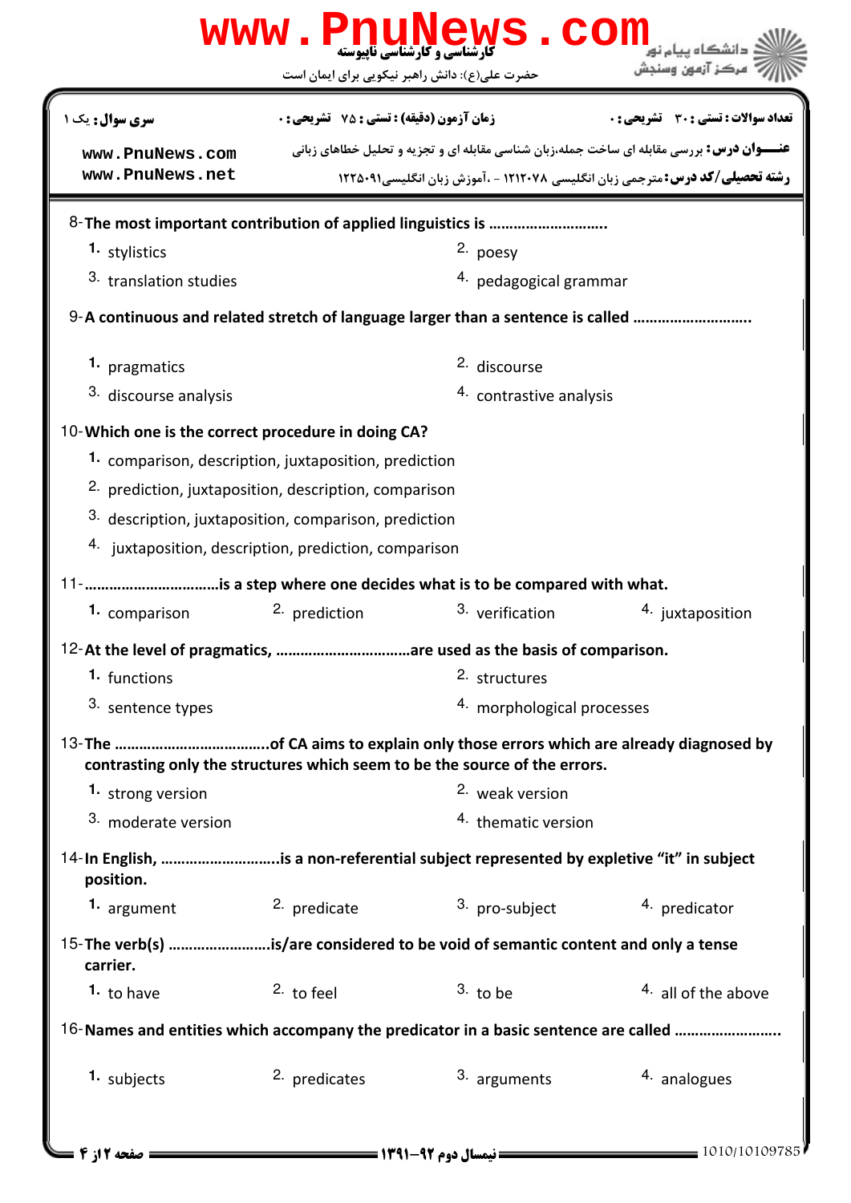سری سوال: یک ۱ | زمان آزمون (دقیقه) : تستی : ۷۵ تشریحی : ۰ | تعداد سوالات : تستی : ۳۰ تشریحی : ۰

**عنـــوان درس:** بررسی مقابله ای ساخت جمله،زبان شناسی مقابله ای و تجزیه و تحلیل خطاهای زبانی

**رشته تحصیلی/کد درس:** مترجمی زبان انگلیسی ۱۲۱۲۰۷۸ - ،آموزش زبان انگلیسی۱۲۲۵۰۹۱

8-**The most important contribution of applied linguistics is ..........................**

1. stylistics
2. poesy
3. translation studies
4. pedagogical grammar

9-**A continuous and related stretch of language larger than a sentence is called ..........................**

1. pragmatics
2. discourse
3. discourse analysis
4. contrastive analysis

10-**Which one is the correct procedure in doing CA?**

1. comparison, description, juxtaposition, prediction
2. prediction, juxtaposition, description, comparison
3. description, juxtaposition, comparison, prediction
4. juxtaposition, description, prediction, comparison

11-**..............................is a step where one decides what is to be compared with what.**

1. comparison
2. prediction
3. verification
4. juxtaposition

12-**At the level of pragmatics, ..............................are used as the basis of comparison.**

1. functions
2. structures
3. sentence types
4. morphological processes

13-**The ..................................of CA aims to explain only those errors which are already diagnosed by contrasting only the structures which seem to be the source of the errors.**

1. strong version
2. weak version
3. moderate version
4. thematic version

14-**In English, ..........................is a non-referential subject represented by expletive "it" in subject position.**

1. argument
2. predicate
3. pro-subject
4. predicator

15-**The verb(s) ......................is/are considered to be void of semantic content and only a tense carrier.**

1. to have
2. to feel
3. to be
4. all of the above

16-**Names and entities which accompany the predicator in a basic sentence are called ......................**

1. subjects
2. predicates
3. arguments
4. analogues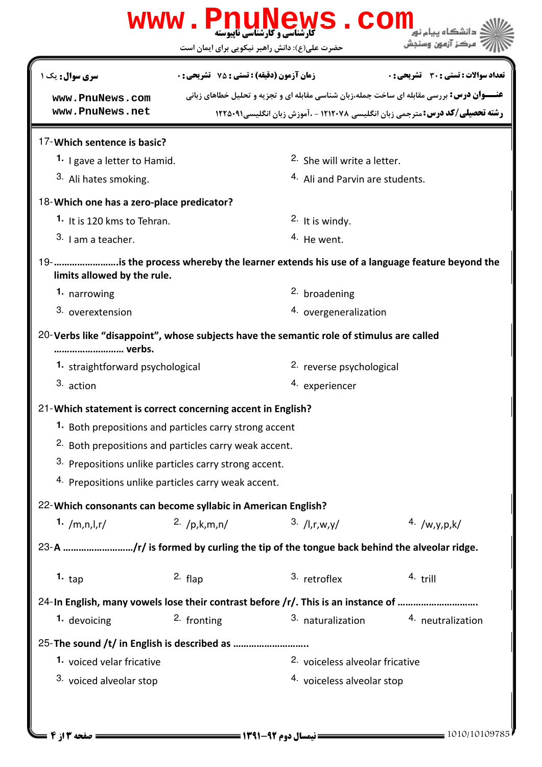| سری سوال: یک ۱ | زمان آزمون (دقیقه) : تستی : ۷۵ تشریحی : ۰ | تعداد سوالات : تستی : ۳۰ تشریحی : ۰ |
|---|---|---|
| www.PnuNews.com www.PnuNews.net | | **عنـــوان درس:** بررسی مقابله ای ساخت جمله،زبان شناسی مقابله ای و تجزیه و تحلیل خطاهای زبانی |
| | | **رشته تحصیلی/کد درس:** مترجمی زبان انگلیسی ۱۲۱۲۰۷۸ - ،آموزش زبان انگلیسی۱۲۲۵۰۹۱ |

17-**Which sentence is basic?**

1. I gave a letter to Hamid.
2. She will write a letter.
3. Ali hates smoking.
4. Ali and Parvin are students.

18-**Which one has a zero-place predicator?**

1. It is 120 kms to Tehran.
2. It is windy.
3. I am a teacher.
4. He went.

19-**........................is the process whereby the learner extends his use of a language feature beyond the limits allowed by the rule.**

1. narrowing
2. broadening
3. overextension
4. overgeneralization

20-**Verbs like "disappoint", whose subjects have the semantic role of stimulus are called .......................... verbs.**

1. straightforward psychological
2. reverse psychological
3. action
4. experiencer

21-**Which statement is correct concerning accent in English?**

1. Both prepositions and particles carry strong accent
2. Both prepositions and particles carry weak accent.
3. Prepositions unlike particles carry strong accent.
4. Prepositions unlike particles carry weak accent.

22-**Which consonants can become syllabic in American English?**

1. /m,n,l,r/
2. /p,k,m,n/
3. /l,r,w,y/
4. /w,y,p,k/

23-**A ........................../r/ is formed by curling the tip of the tongue back behind the alveolar ridge.**

1. tap
2. flap
3. retroflex
4. trill

24-**In English, many vowels lose their contrast before /r/. This is an instance of .............................**

1. devoicing
2. fronting
3. naturalization
4. neutralization

25-**The sound /t/ in English is described as ...........................**

1. voiced velar fricative
2. voiceless alveolar fricative
3. voiced alveolar stop
4. voiceless alveolar stop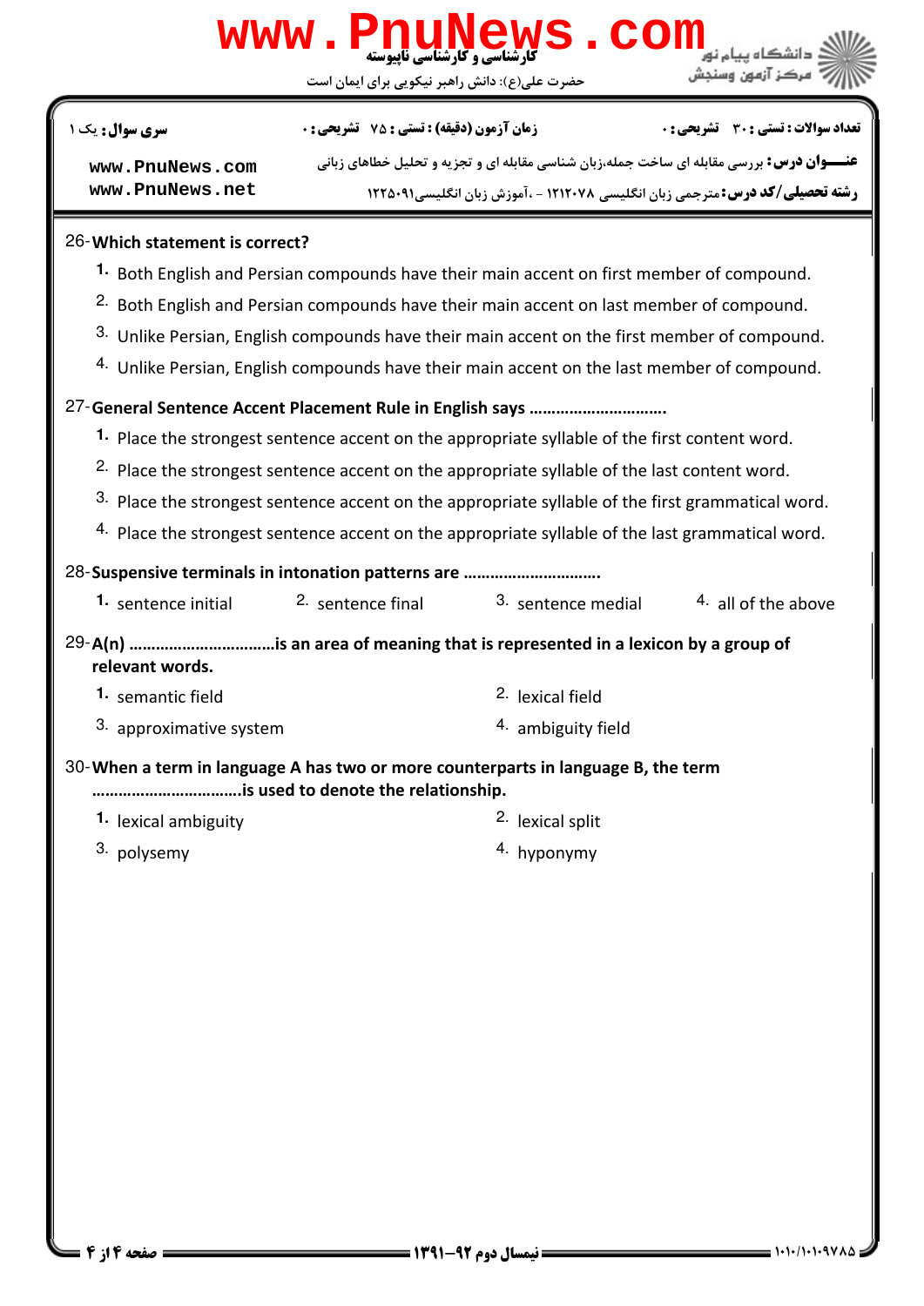26-**Which statement is correct?**

1. Both English and Persian compounds have their main accent on first member of compound.
2. Both English and Persian compounds have their main accent on last member of compound.
3. Unlike Persian, English compounds have their main accent on the first member of compound.
4. Unlike Persian, English compounds have their main accent on the last member of compound.

27-**General Sentence Accent Placement Rule in English says ..............................**

1. Place the strongest sentence accent on the appropriate syllable of the first content word.
2. Place the strongest sentence accent on the appropriate syllable of the last content word.
3. Place the strongest sentence accent on the appropriate syllable of the first grammatical word.
4. Place the strongest sentence accent on the appropriate syllable of the last grammatical word.

28-**Suspensive terminals in intonation patterns are ..............................**

1. sentence initial
2. sentence final
3. sentence medial
4. all of the above

29-**A(n) ................................is an area of meaning that is represented in a lexicon by a group of relevant words.**

1. semantic field
2. lexical field
3. approximative system
4. ambiguity field

30-**When a term in language A has two or more counterparts in language B, the term ................................is used to denote the relationship.**

1. lexical ambiguity
2. lexical split
3. polysemy
4. hyponymy